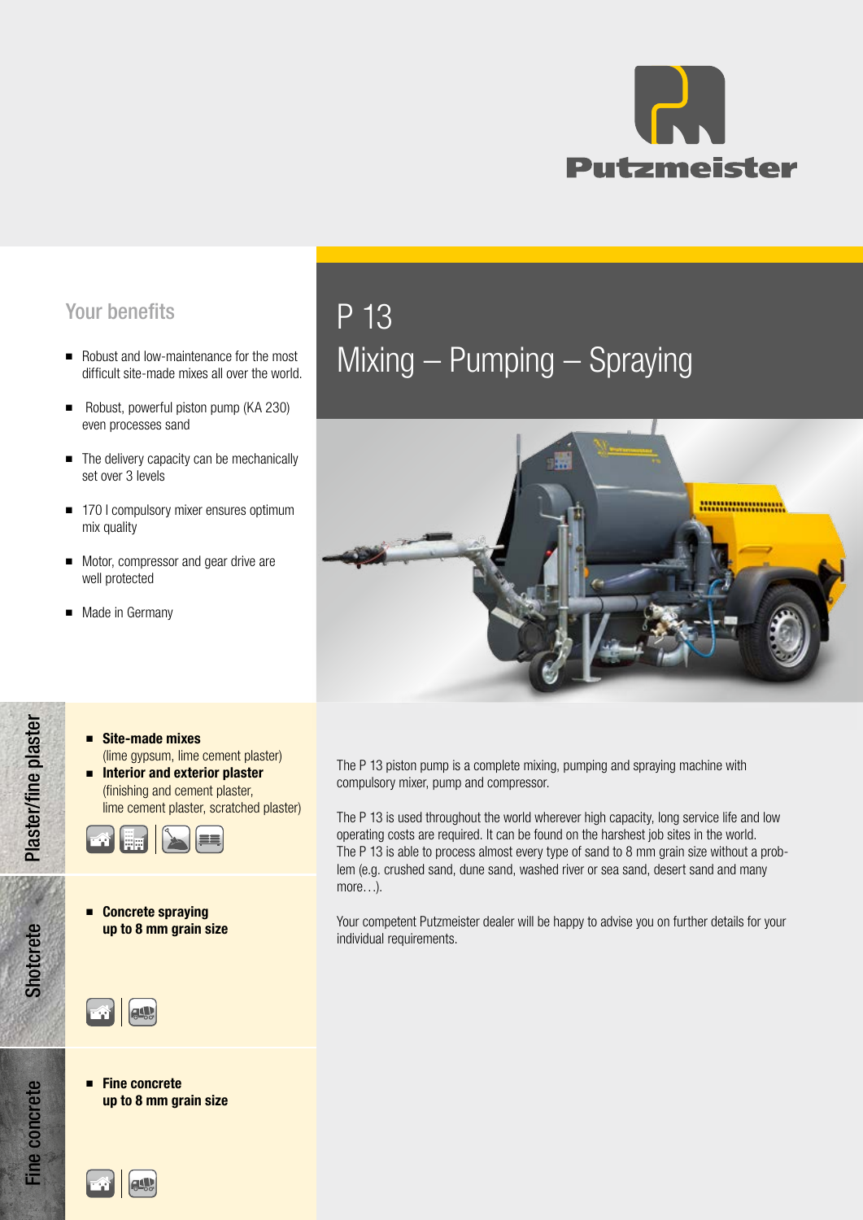# P 13

## Mixing – Pumping – Spraying

### Your benefits

- Robust and low-maintenance for the most difficult site-made mixes all over the world.
- Robust, powerful piston pump (KA 230) even processes sand
- The delivery capacity can be mechanically set over 3 levels
- 170 l compulsory mixer ensures optimum mix quality
- Motor, compressor and gear drive are well protected
- Made in Germany

### Plaster/fine plaster

- **Site-made mixes**
  (lime gypsum, lime cement plaster)
- **Interior and exterior plaster**
  (finishing and cement plaster, lime cement plaster, scratched plaster)

### Shotcrete

- **Concrete spraying up to 8 mm grain size**

### Fine concrete

- **Fine concrete up to 8 mm grain size**

The P 13 piston pump is a complete mixing, pumping and spraying machine with compulsory mixer, pump and compressor.

The P 13 is used throughout the world wherever high capacity, long service life and low operating costs are required. It can be found on the harshest job sites in the world. The P 13 is able to process almost every type of sand to 8 mm grain size without a problem (e.g. crushed sand, dune sand, washed river or sea sand, desert sand and many more…).

Your competent Putzmeister dealer will be happy to advise you on further details for your individual requirements.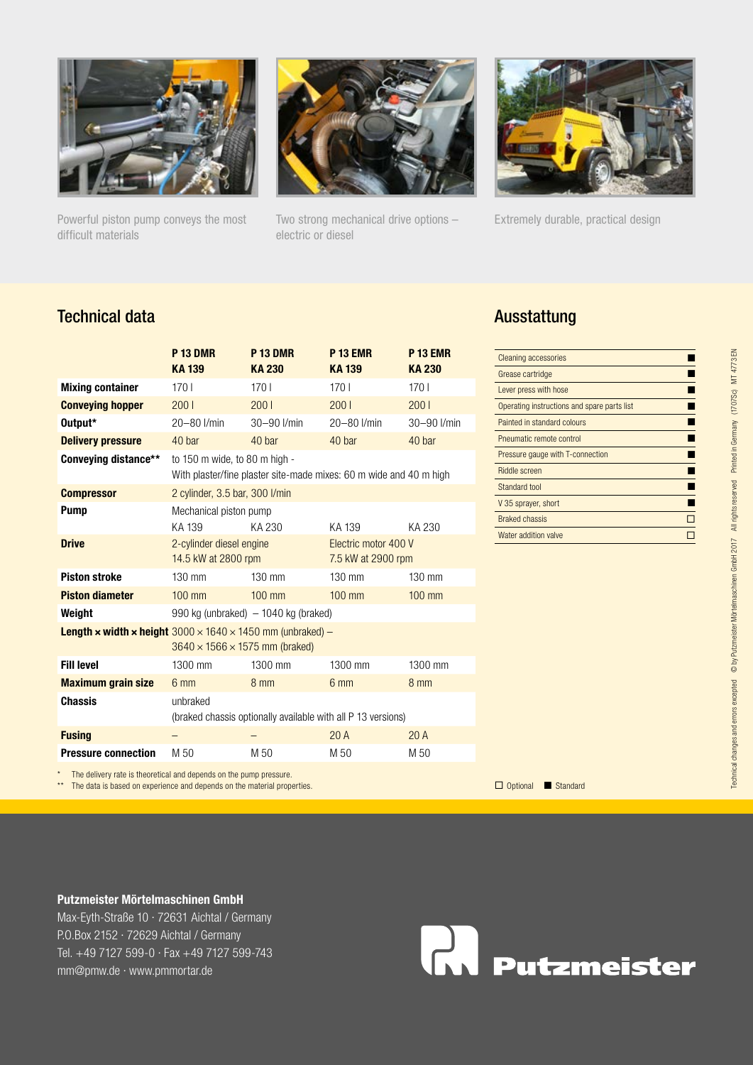Powerful piston pump conveys the most difficult materials

Two strong mechanical drive options – electric or diesel

Extremely durable, practical design

## Technical data

| | P 13 DMR KA 139 | P 13 DMR KA 230 | P 13 EMR KA 139 | P 13 EMR KA 230 |
|---|---|---|---|---|
| **Mixing container** | 170 l | 170 l | 170 l | 170 l |
| **Conveying hopper** | 200 l | 200 l | 200 l | 200 l |
| **Output*** | 20–80 l/min | 30–90 l/min | 20–80 l/min | 30–90 l/min |
| **Delivery pressure** | 40 bar | 40 bar | 40 bar | 40 bar |
| **Conveying distance**** | to 150 m wide, to 80 m high - With plaster/fine plaster site-made mixes: 60 m wide and 40 m high | | | |
| **Compressor** | 2 cylinder, 3.5 bar, 300 l/min | | | |
| **Pump** | Mechanical piston pump KA 139 | KA 230 | KA 139 | KA 230 |
| **Drive** | 2-cylinder diesel engine 14.5 kW at 2800 rpm | | Electric motor 400 V 7.5 kW at 2900 rpm | |
| **Piston stroke** | 130 mm | 130 mm | 130 mm | 130 mm |
| **Piston diameter** | 100 mm | 100 mm | 100 mm | 100 mm |
| **Weight** | 990 kg (unbraked) – 1040 kg (braked) | | | |
| **Length × width × height** | 3000 × 1640 × 1450 mm (unbraked) – 3640 × 1566 × 1575 mm (braked) | | | |
| **Fill level** | 1300 mm | 1300 mm | 1300 mm | 1300 mm |
| **Maximum grain size** | 6 mm | 8 mm | 6 mm | 8 mm |
| **Chassis** | unbraked (braked chassis optionally available with all P 13 versions) | | | |
| **Fusing** | – | – | 20 A | 20 A |
| **Pressure connection** | M 50 | M 50 | M 50 | M 50 |

* The delivery rate is theoretical and depends on the pump pressure.
** The data is based on experience and depends on the material properties.

## Ausstattung

| | |
|---|---|
| Cleaning accessories | ■ |
| Grease cartridge | ■ |
| Lever press with hose | ■ |
| Operating instructions and spare parts list | ■ |
| Painted in standard colours | ■ |
| Pneumatic remote control | ■ |
| Pressure gauge with T-connection | ■ |
| Riddle screen | ■ |
| Standard tool | ■ |
| V 35 sprayer, short | ■ |
| Braked chassis | □ |
| Water addition valve | □ |

□ Optional ■ Standard

Technical changes and errors excepted © by Putzmeister Mörtelmaschinen GmbH 2017 All rights reserved Printed in Germany (1707Sc) MT 4773 EN

**Putzmeister Mörtelmaschinen GmbH**
Max-Eyth-Straße 10 · 72631 Aichtal / Germany
P.O.Box 2152 · 72629 Aichtal / Germany
Tel. +49 7127 599-0 · Fax +49 7127 599-743
mm@pmw.de · www.pmmortar.de

Putzmeister